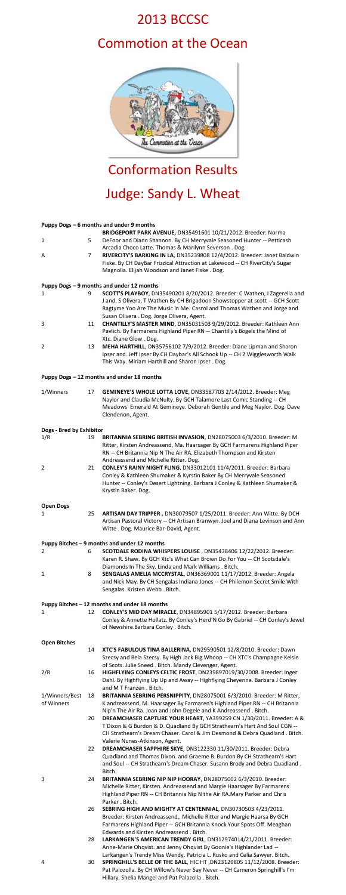# 2013 BCCSC

# Commotion at the Ocean

# Conformation Results

# Judge: Sandy L. Wheat

### Puppy Dogs – 6 months and under 9 months

| Placement | Armband | Entry |
|---|---|---|
| 1 | 5 | **BRIDGEPORT PARK AVENUE,** DN35491601 10/21/2012. Breeder: Norma DeFoor and Diann Shannon. By CH Merryvale Seasoned Hunter -- Petticash Arcadia Choco Latte. Thomas & Marilynn Severson . Dog. |
| A | 7 | **RIVERCITY'S BARKING IN LA**, DN35239808 12/4/2012. Breeder: Janet Baldwin Fiske. By CH DayBar Frizzical Attraction at Lakewood -- CH RiverCity's Sugar Magnolia. Elijah Woodson and Janet Fiske . Dog. |

### Puppy Dogs – 9 months and under 12 months

| Placement | Armband | Entry |
|---|---|---|
| 1 | 9 | **SCOTT'S PLAYBOY**, DN35490201 8/20/2012. Breeder: C Wathen, I Zagerella and J and. S Olivera, T Wathen By CH Brigadoon Showstopper at scott -- GCH Scott Ragtyme Yoo Are The Music in Me. Casrol and Thomas Wathen and Jorge and Susan Olivera . Dog. Jorge Olivera, Agent. |
| 3 | 11 | **CHANTILLY'S MASTER MIND**, DN35031503 9/29/2012. Breeder: Kathleen Ann Pavlich. By Farmarens Highland Piper RN -- Chantilly's Bogels the Mind of Xtc. Diane Glow . Dog. |
| 2 | 13 | **MEHA HARTHILL**, DN35756102 7/9/2012. Breeder: Diane Lipman and Sharon Ipser and. Jeff Ipser By CH Daybar's All Schook Up -- CH 2 Wigglesworth Walk This Way. Miriam Harthill and Sharon Ipser . Dog. |

### Puppy Dogs – 12 months and under 18 months

| Placement | Armband | Entry |
|---|---|---|
| 1/Winners | 17 | **GEMINEYE'S WHOLE LOTTA LOVE**, DN33587703 2/14/2012. Breeder: Meg Naylor and Claudia McNulty. By GCH Talamore Last Comic Standing -- CH Meadows' Emerald At Gemineye. Deborah Gentile and Meg Naylor. Dog. Dave Clendenon, Agent. |

### Dogs - Bred by Exhibitor

| Placement | Armband | Entry |
|---|---|---|
| 1/R | 19 | **BRITANNIA SEBRING BRITISH INVASION**, DN28075003 6/3/2010. Breeder: M Ritter, Kirsten Andreassend, Ma. Haarsager By GCH Farmarens Highland Piper RN -- CH Britannia Nip N The Air RA. Elizabeth Thompson and Kirsten Andreassend and Michelle Ritter. Dog. |
| 2 | 21 | **CONLEY'S RAINY NIGHT FLING**, DN33012101 11/4/2011. Breeder: Barbara Conley & Kathleen Shumaker & Kyrstin Baker By CH Merryvale Seasoned Hunter -- Conley's Desert Lightning. Barbara J Conley & Kathleen Shumaker & Krystin Baker. Dog. |

### Open Dogs

| Placement | Armband | Entry |
|---|---|---|
| 1 | 25 | **ARTISAN DAY TRIPPER ,** DN30079507 1/25/2011. Breeder: Ann Witte. By DCH Artisan Pastoral Victory -- CH Artisan Branwyn. Joel and Diana Levinson and Ann Witte . Dog. Maurice Bar-David, Agent. |

### Puppy Bitches – 9 months and under 12 months

| Placement | Armband | Entry |
|---|---|---|
| 2 | 6 | **SCOTDALE RODINA WHISPERS LOUISE** , DN35438406 12/22/2012. Breeder: Karen R. Shaw. By CH Xtc's What Can Brown Do For You -- CH Scotsdale's Diamonds In The Sky. Linda and Mark Williams . Bitch. |
| 1 | 8 | **SENGALAS AMELIA MCCRYSTAL**, DN36369001 11/17/2012. Breeder: Angela and Nick May. By CH Sengalas Indiana Jones -- CH Philemon Secret Smile With Sengalas. Kristen Webb . Bitch. |

### Puppy Bitches – 12 months and under 18 months

| Placement | Armband | Entry |
|---|---|---|
| 1 | 12 | **CONLEY'S MID DAY MIRACLE**, DN34895901 5/17/2012. Breeder: Barbara Conley & Annette Hollatz. By Conley's Herd'N Go By Gabriel -- CH Conley's Jewel of Newshire.Barbara Conley . Bitch. |

### Open Bitches

| Placement | Armband | Entry |
|---|---|---|
| | 14 | **XTC'S FABULOUS TINA BALLERINA**, DN29590501 12/8/2010. Breeder: Dawn Szecsy and Bela Szecsy. By High Jack Big Whoop -- CH XTC's Champagne Kelsie of Scots. Julie Sneed . Bitch. Mandy Clevenger, Agent. |
| 2/R | 16 | **HIGHFLYING CONLEYS CELTIC FROST**, DN29897019/30/2008. Breeder: Inger Dahl. By Highflying Up Up and Away -- Highflying Cheyenne. Barbara J Conley and M T Franzen . Bitch. |
| 1/Winners/Best of Winners | 18 | **BRITANNIA SEBRING PERSNIPPITY**, DN28075001 6/3/2010. Breeder: M Ritter, K andreassend, M. Haarsager By Farmaren's Highland Piper RN -- CH Britannia Nip'n The Air Ra. Joan and John Degele and K Andreassend . Bitch. |
| | 20 | **DREAMCHASER CAPTURE YOUR HEART**, YA399259 CN 1/30/2011. Breeder: A & T Dixon & G Burdon & D. Quadland By GCH Strathearn's Hart And Soul CGN -- CH Strathearn's Dream Chaser. Carol & Jim Desmond & Debra Quadland . Bitch. Valerie Nunes-Atkinson, Agent. |
| | 22 | **DREAMCHASER SAPPHIRE SKYE**, DN3122330 11/30/2011. Breeder: Debra Quadland and Thomas Dixon. and Graeme B. Burdon By CH Strathearn's Hart and Soul -- CH Strathearn's Dream Chaser. Susann Brody and Debra Quadland . Bitch. |
| 3 | 24 | **BRITANNIA SEBRING NIP NIP HOORAY**, DN28075002 6/3/2010. Breeder: Michelle Ritter, Kirsten. Andreassend and Margie Haarsager By Farmarens Highland Piper RN -- CH Britannia Nip N the Air RA.Mary Parker and Chris Parker . Bitch. |
| | 26 | **SEBRING HIGH AND MIGHTY AT CENTENNIAL**, DN30730503 4/23/2011. Breeder: Kirsten Andreassend,. Michelle Ritter and Margie Haarsa By GCH Farmarens Highland Piper -- GCH Britannia Knock Your Spots Off. Meaghan Edwards and Kirsten Andreassend . Bitch. |
| | 28 | **LARKANGEN'S AMERICAN TRENDY GIRL**, DN312974014/21/2011. Breeder: Anne-Marie Ohqvist. and Jenny Ohqvist By Goonie's Highlander Lad -- Larkangen's Trendy Miss Wendy. Patricia L. Rusko and Celia Sawyer. Bitch. |
| 4 | 30 | **SPRINGHILL'S BELLE OF THE BALL**, HIC HT ,DN23129805 11/12/2008. Breeder: Pat Palozolla. By CH Willow's Never Say Never -- CH Cameron Springhill's I'm Hillary. Shelia Mangel and Pat Palazolla . Bitch. |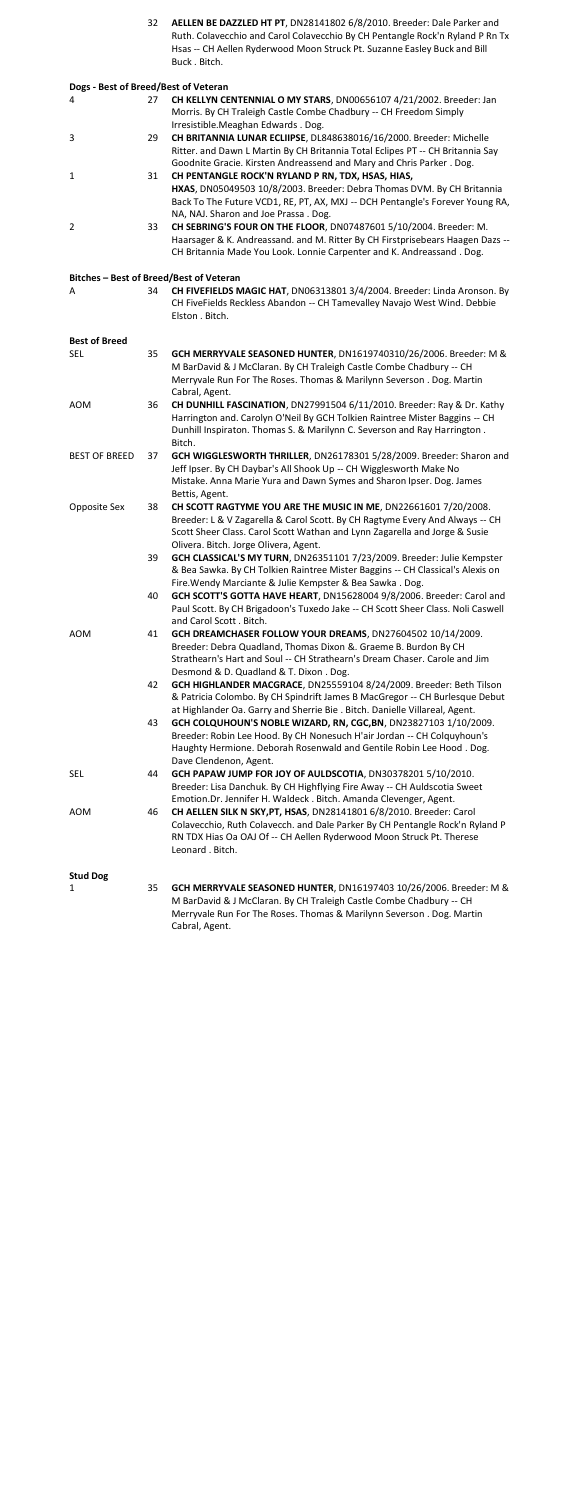| | | |
|---|---|---|
| | 32 | **AELLEN BE DAZZLED HT PT**, DN28141802 6/8/2010. Breeder: Dale Parker and Ruth. Colavecchio and Carol Colavecchio By CH Pentangle Rock'n Ryland P Rn Tx Hsas -- CH Aellen Ryderwood Moon Struck Pt. Suzanne Easley Buck and Bill Buck . Bitch. |

**Dogs - Best of Breed/Best of Veteran**

| | | |
|---|---|---|
| 4 | 27 | **CH KELLYN CENTENNIAL O MY STARS**, DN00656107 4/21/2002. Breeder: Jan Morris. By CH Traleigh Castle Combe Chadbury -- CH Freedom Simply Irresistible.Meaghan Edwards . Dog. |
| 3 | 29 | **CH BRITANNIA LUNAR ECLIIPSE**, DL848638016/16/2000. Breeder: Michelle Ritter. and Dawn L Martin By CH Britannia Total Eclipes PT -- CH Britannia Say Goodnite Gracie. Kirsten Andreassend and Mary and Chris Parker . Dog. |
| 1 | 31 | **CH PENTANGLE ROCK'N RYLAND P RN, TDX, HSAS, HIAS, HXAS**, DN05049503 10/8/2003. Breeder: Debra Thomas DVM. By CH Britannia Back To The Future VCD1, RE, PT, AX, MXJ -- DCH Pentangle's Forever Young RA, NA, NAJ. Sharon and Joe Prassa . Dog. |
| 2 | 33 | **CH SEBRING'S FOUR ON THE FLOOR**, DN07487601 5/10/2004. Breeder: M. Haarsager & K. Andreassand. and M. Ritter By CH Firstprisebears Haagen Dazs -- CH Britannia Made You Look. Lonnie Carpenter and K. Andreassand . Dog. |

**Bitches – Best of Breed/Best of Veteran**

| | | |
|---|---|---|
| A | 34 | **CH FIVEFIELDS MAGIC HAT**, DN06313801 3/4/2004. Breeder: Linda Aronson. By CH FiveFields Reckless Abandon -- CH Tamevalley Navajo West Wind. Debbie Elston . Bitch. |

**Best of Breed**

| | | |
|---|---|---|
| SEL | 35 | **GCH MERRYVALE SEASONED HUNTER**, DN1619740310/26/2006. Breeder: M & M BarDavid & J McClaran. By CH Traleigh Castle Combe Chadbury -- CH Merryvale Run For The Roses. Thomas & Marilynn Severson . Dog. Martin Cabral, Agent. |
| AOM | 36 | **CH DUNHILL FASCINATION**, DN27991504 6/11/2010. Breeder: Ray & Dr. Kathy Harrington and. Carolyn O'Neil By GCH Tolkien Raintree Mister Baggins -- CH Dunhill Inspiraton. Thomas S. & Marilynn C. Severson and Ray Harrington . Bitch. |
| BEST OF BREED | 37 | **GCH WIGGLESWORTH THRILLER**, DN26178301 5/28/2009. Breeder: Sharon and Jeff Ipser. By CH Daybar's All Shook Up -- CH Wigglesworth Make No Mistake. Anna Marie Yura and Dawn Symes and Sharon Ipser. Dog. James Bettis, Agent. |
| Opposite Sex | 38 | **CH SCOTT RAGTYME YOU ARE THE MUSIC IN ME**, DN22661601 7/20/2008. Breeder: L & V Zagarella & Carol Scott. By CH Ragtyme Every And Always -- CH Scott Sheer Class. Carol Scott Wathan and Lynn Zagarella and Jorge & Susie Olivera. Bitch. Jorge Olivera, Agent. |
| | 39 | **GCH CLASSICAL'S MY TURN**, DN26351101 7/23/2009. Breeder: Julie Kempster & Bea Sawka. By CH Tolkien Raintree Mister Baggins -- CH Classical's Alexis on Fire.Wendy Marciante & Julie Kempster & Bea Sawka . Dog. |
| | 40 | **GCH SCOTT'S GOTTA HAVE HEART**, DN15628004 9/8/2006. Breeder: Carol and Paul Scott. By CH Brigadoon's Tuxedo Jake -- CH Scott Sheer Class. Noli Caswell and Carol Scott . Bitch. |
| AOM | 41 | **GCH DREAMCHASER FOLLOW YOUR DREAMS**, DN27604502 10/14/2009. Breeder: Debra Quadland, Thomas Dixon &. Graeme B. Burdon By CH Strathearn's Hart and Soul -- CH Strathearn's Dream Chaser. Carole and Jim Desmond & D. Quadland & T. Dixon . Dog. |
| | 42 | **GCH HIGHLANDER MACGRACE**, DN25559104 8/24/2009. Breeder: Beth Tilson & Patricia Colombo. By CH Spindrift James B MacGregor -- CH Burlesque Debut at Highlander Oa. Garry and Sherrie Bie . Bitch. Danielle Villareal, Agent. |
| | 43 | **GCH COLQUHOUN'S NOBLE WIZARD, RN, CGC,BN**, DN23827103 1/10/2009. Breeder: Robin Lee Hood. By CH Nonesuch H'air Jordan -- CH Colquyhoun's Haughty Hermione. Deborah Rosenwald and Gentile Robin Lee Hood . Dog. Dave Clendenon, Agent. |
| SEL | 44 | **GCH PAPAW JUMP FOR JOY OF AULDSCOTIA**, DN30378201 5/10/2010. Breeder: Lisa Danchuk. By CH Highflying Fire Away -- CH Auldscotia Sweet Emotion.Dr. Jennifer H. Waldeck . Bitch. Amanda Clevenger, Agent. |
| AOM | 46 | **CH AELLEN SILK N SKY,PT, HSAS**, DN28141801 6/8/2010. Breeder: Carol Colavecchio, Ruth Colavecch. and Dale Parker By CH Pentangle Rock'n Ryland P RN TDX Hias Oa OAJ Of -- CH Aellen Ryderwood Moon Struck Pt. Therese Leonard . Bitch. |

**Stud Dog**

| | | |
|---|---|---|
| 1 | 35 | **GCH MERRYVALE SEASONED HUNTER**, DN16197403 10/26/2006. Breeder: M & M BarDavid & J McClaran. By CH Traleigh Castle Combe Chadbury -- CH Merryvale Run For The Roses. Thomas & Marilynn Severson . Dog. Martin Cabral, Agent. |